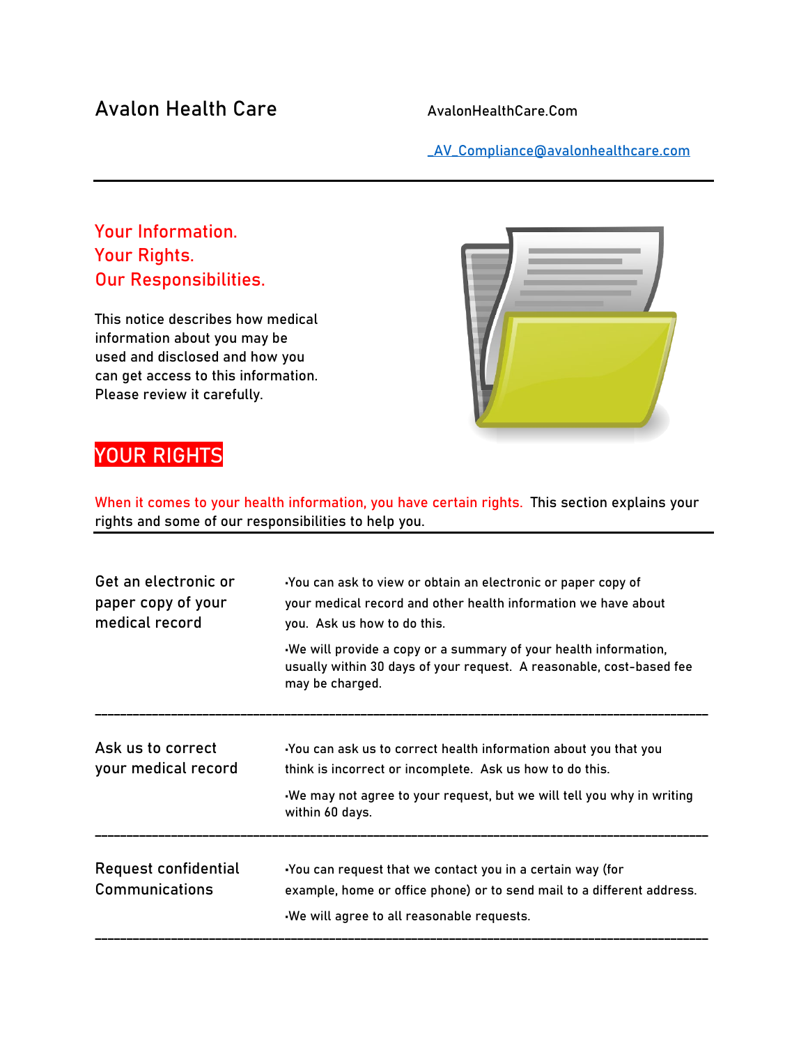# Avalon Health Care

AvalonHealthCare.Com

_AV_Compliance@avalonhealthcare.com

---

## Your Information.
## Your Rights.
## Our Responsibilities.

This notice describes how medical information about you may be used and disclosed and how you can get access to this information. Please review it carefully.

## YOUR RIGHTS

When it comes to your health information, you have certain rights. This section explains your rights and some of our responsibilities to help you.

---

**Get an electronic or paper copy of your medical record**

- You can ask to view or obtain an electronic or paper copy of your medical record and other health information we have about you. Ask us how to do this.
- We will provide a copy or a summary of your health information, usually within 30 days of your request. A reasonable, cost-based fee may be charged.

---

**Ask us to correct your medical record**

- You can ask us to correct health information about you that you think is incorrect or incomplete. Ask us how to do this.
- We may not agree to your request, but we will tell you why in writing within 60 days.

---

**Request confidential Communications**

- You can request that we contact you in a certain way (for example, home or office phone) or to send mail to a different address.
- We will agree to all reasonable requests.

---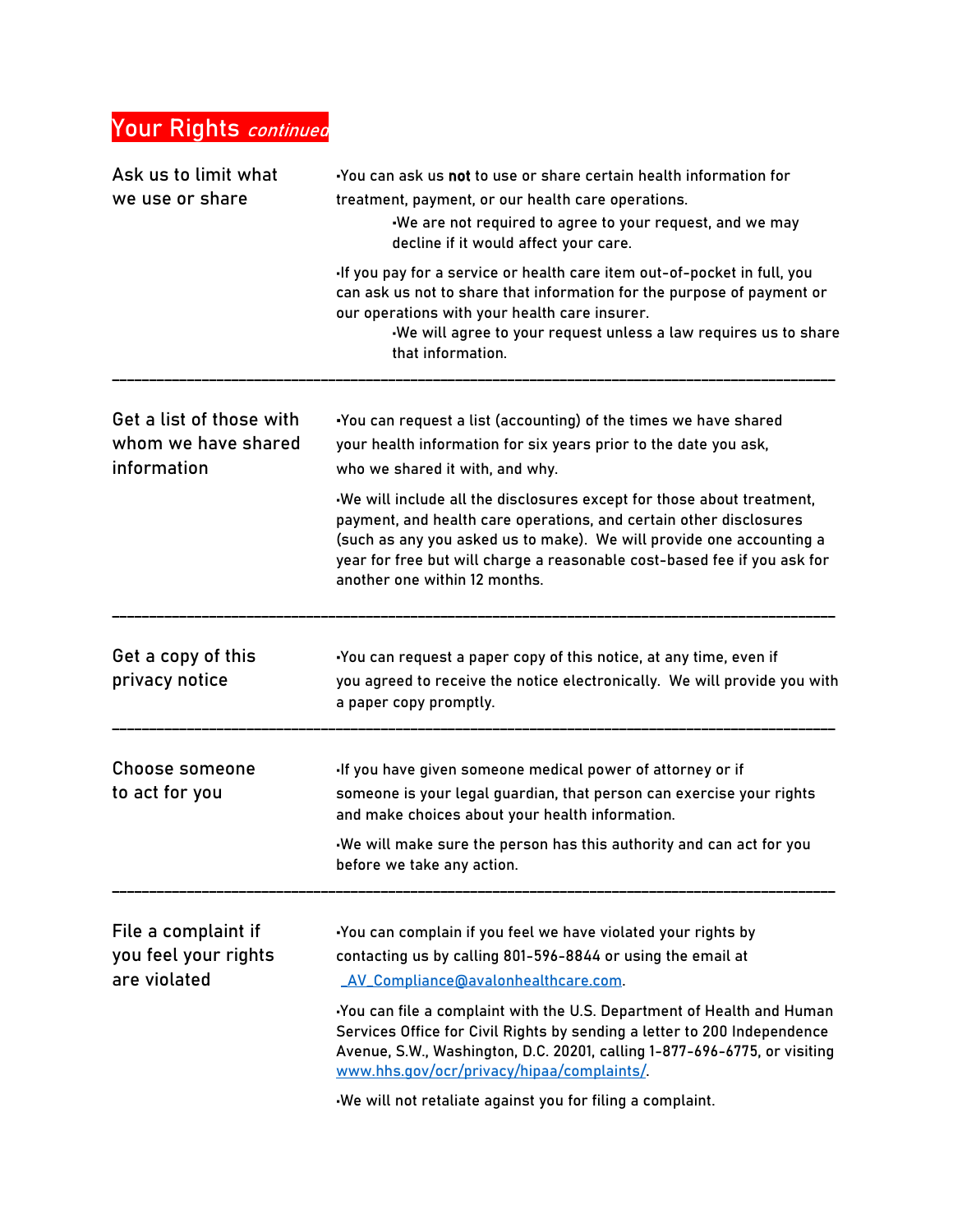## Your Rights *continued*

### Ask us to limit what we use or share

- You can ask us **not** to use or share certain health information for treatment, payment, or our health care operations.
  - We are not required to agree to your request, and we may decline if it would affect your care.
- If you pay for a service or health care item out-of-pocket in full, you can ask us not to share that information for the purpose of payment or our operations with your health care insurer.
  - We will agree to your request unless a law requires us to share that information.

---

### Get a list of those with whom we have shared information

- You can request a list (accounting) of the times we have shared your health information for six years prior to the date you ask, who we shared it with, and why.
- We will include all the disclosures except for those about treatment, payment, and health care operations, and certain other disclosures (such as any you asked us to make). We will provide one accounting a year for free but will charge a reasonable cost-based fee if you ask for another one within 12 months.

---

### Get a copy of this privacy notice

- You can request a paper copy of this notice, at any time, even if you agreed to receive the notice electronically. We will provide you with a paper copy promptly.

---

### Choose someone to act for you

- If you have given someone medical power of attorney or if someone is your legal guardian, that person can exercise your rights and make choices about your health information.
- We will make sure the person has this authority and can act for you before we take any action.

---

### File a complaint if you feel your rights are violated

- You can complain if you feel we have violated your rights by contacting us by calling 801-596-8844 or using the email at _AV_Compliance@avalonhealthcare.com.
- You can file a complaint with the U.S. Department of Health and Human Services Office for Civil Rights by sending a letter to 200 Independence Avenue, S.W., Washington, D.C. 20201, calling 1-877-696-6775, or visiting www.hhs.gov/ocr/privacy/hipaa/complaints/.
- We will not retaliate against you for filing a complaint.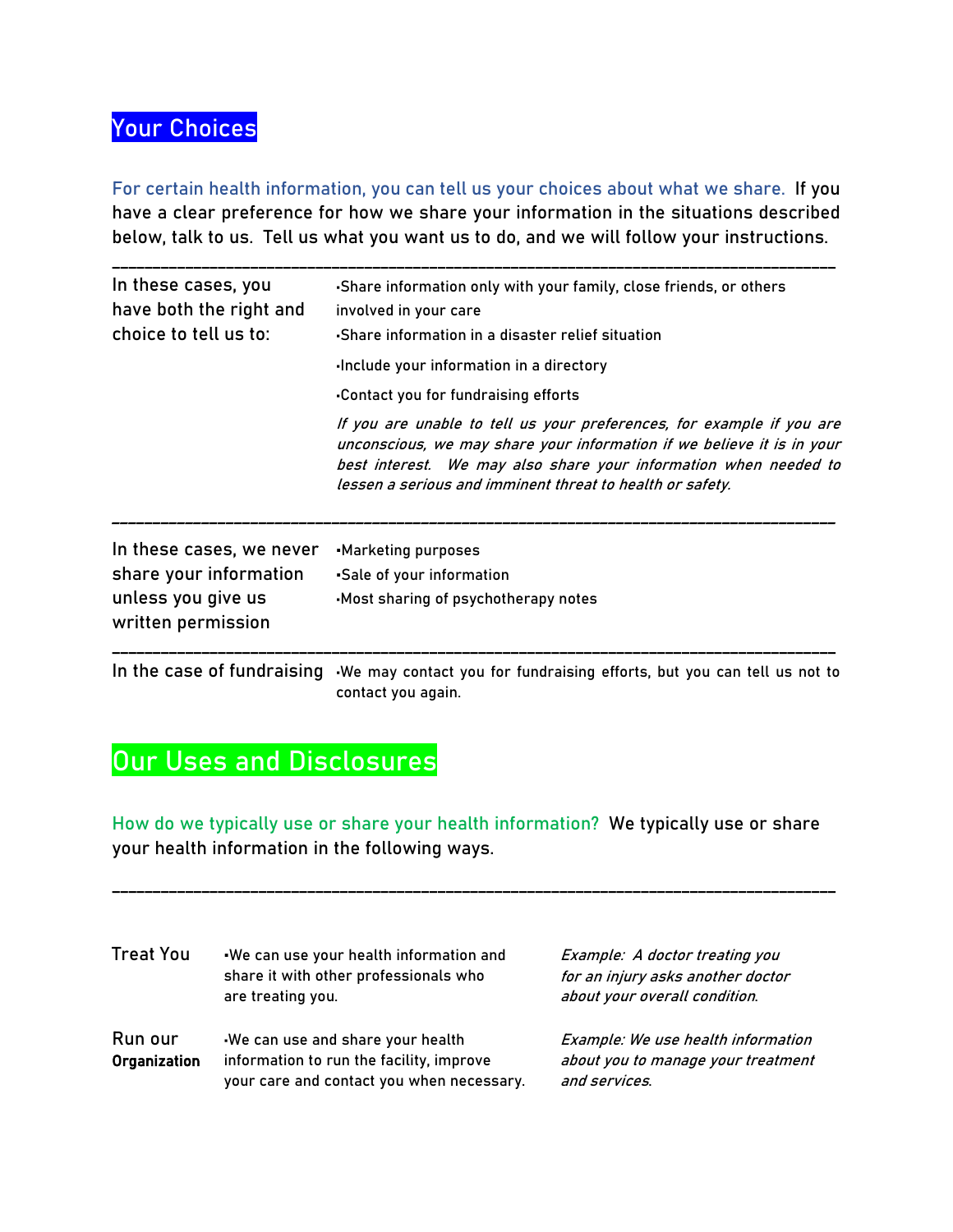## Your Choices

For certain health information, you can tell us your choices about what we share. If you have a clear preference for how we share your information in the situations described below, talk to us. Tell us what you want us to do, and we will follow your instructions.

---

| | |
|---|---|
| In these cases, you have both the right and choice to tell us to: | •Share information only with your family, close friends, or others involved in your care<br>•Share information in a disaster relief situation<br>•Include your information in a directory<br>•Contact you for fundraising efforts<br>*If you are unable to tell us your preferences, for example if you are unconscious, we may share your information if we believe it is in your best interest. We may also share your information when needed to lessen a serious and imminent threat to health or safety.* |
| In these cases, we never share your information unless you give us written permission | •Marketing purposes<br>•Sale of your information<br>•Most sharing of psychotherapy notes |
| In the case of fundraising | •We may contact you for fundraising efforts, but you can tell us not to contact you again. |

## Our Uses and Disclosures

How do we typically use or share your health information? We typically use or share your health information in the following ways.

---

| | | |
|---|---|---|
| Treat You | •We can use your health information and share it with other professionals who are treating you. | *Example: A doctor treating you for an injury asks another doctor about your overall condition.* |
| Run our **Organization** | •We can use and share your health information to run the facility, improve your care and contact you when necessary. | *Example: We use health information about you to manage your treatment and services.* |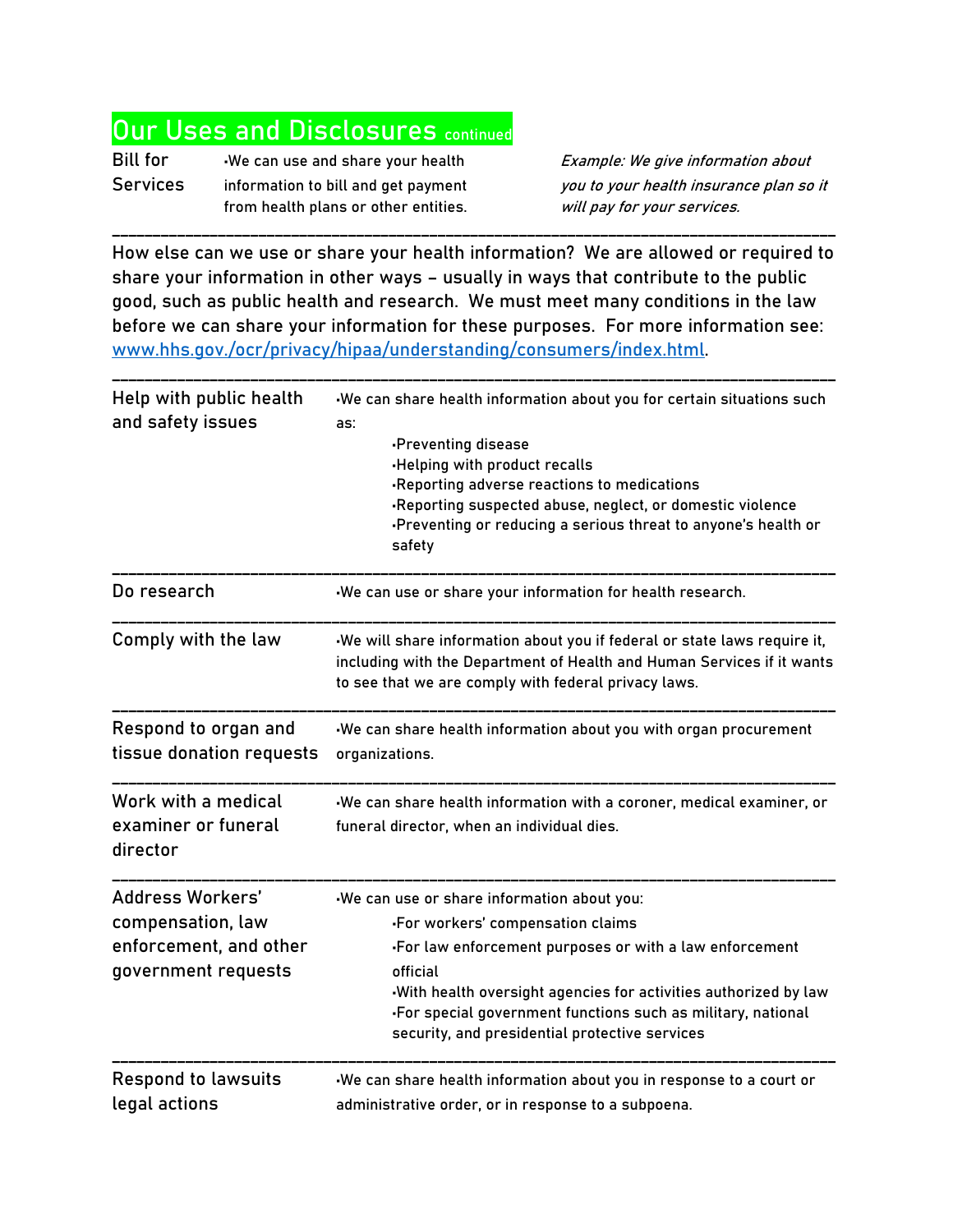## Our Uses and Disclosures continued

| | | |
|---|---|---|
| Bill for Services | •We can use and share your health information to bill and get payment from health plans or other entities. | *Example: We give information about you to your health insurance plan so it will pay for your services.* |

---

How else can we use or share your health information? We are allowed or required to share your information in other ways – usually in ways that contribute to the public good, such as public health and research. We must meet many conditions in the law before we can share your information for these purposes. For more information see: [www.hhs.gov./ocr/privacy/hipaa/understanding/consumers/index.html](www.hhs.gov./ocr/privacy/hipaa/understanding/consumers/index.html).

---

| | |
|---|---|
| Help with public health and safety issues | •We can share health information about you for certain situations such as:<br>•Preventing disease<br>•Helping with product recalls<br>•Reporting adverse reactions to medications<br>•Reporting suspected abuse, neglect, or domestic violence<br>•Preventing or reducing a serious threat to anyone's health or safety |
| Do research | •We can use or share your information for health research. |
| Comply with the law | •We will share information about you if federal or state laws require it, including with the Department of Health and Human Services if it wants to see that we are comply with federal privacy laws. |
| Respond to organ and tissue donation requests | •We can share health information about you with organ procurement organizations. |
| Work with a medical examiner or funeral director | •We can share health information with a coroner, medical examiner, or funeral director, when an individual dies. |
| Address Workers' compensation, law enforcement, and other government requests | •We can use or share information about you:<br>•For workers' compensation claims<br>•For law enforcement purposes or with a law enforcement official<br>•With health oversight agencies for activities authorized by law<br>•For special government functions such as military, national security, and presidential protective services |
| Respond to lawsuits legal actions | •We can share health information about you in response to a court or administrative order, or in response to a subpoena. |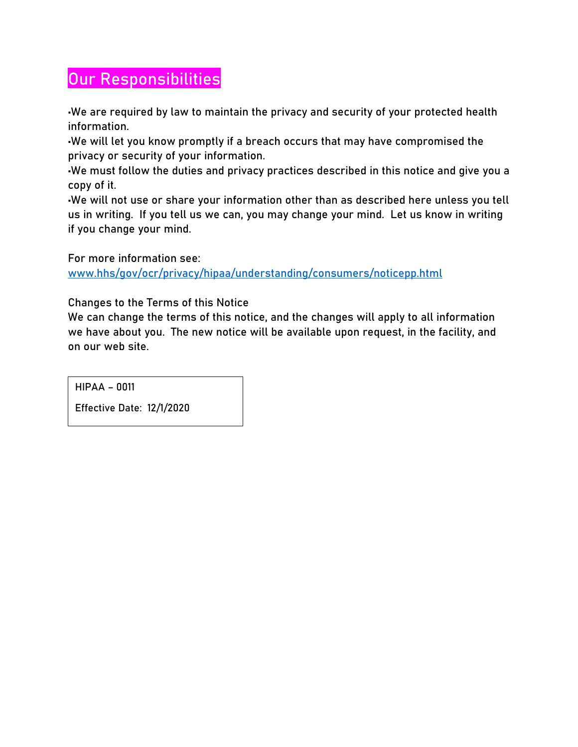## Our Responsibilities

•We are required by law to maintain the privacy and security of your protected health information.
•We will let you know promptly if a breach occurs that may have compromised the privacy or security of your information.
•We must follow the duties and privacy practices described in this notice and give you a copy of it.
•We will not use or share your information other than as described here unless you tell us in writing. If you tell us we can, you may change your mind. Let us know in writing if you change your mind.

For more information see:
www.hhs/gov/ocr/privacy/hipaa/understanding/consumers/noticepp.html

Changes to the Terms of this Notice
We can change the terms of this notice, and the changes will apply to all information we have about you. The new notice will be available upon request, in the facility, and on our web site.

HIPAA – 0011

Effective Date: 12/1/2020